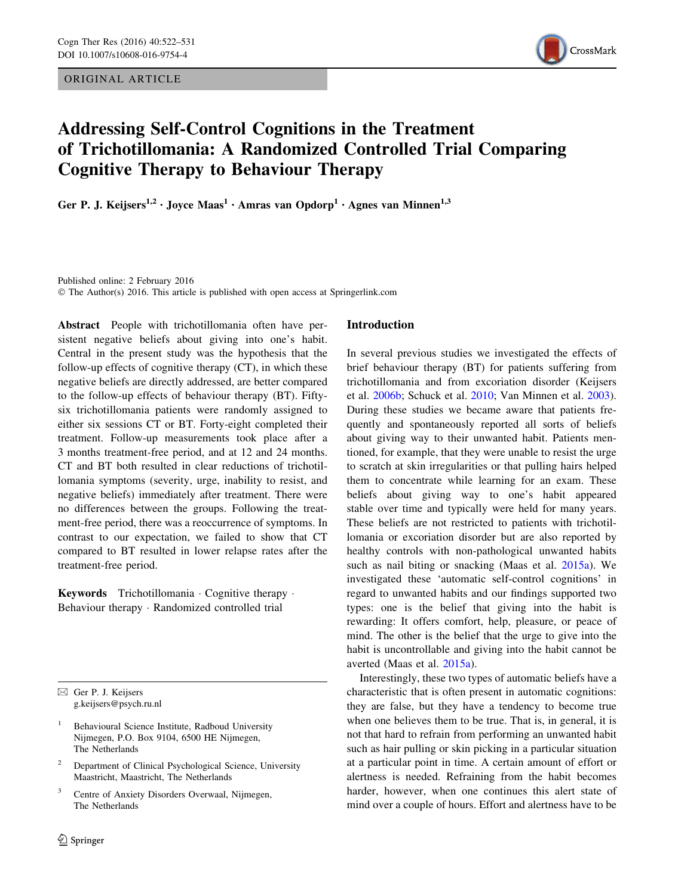ORIGINAL ARTICLE

# Addressing Self-Control Cognitions in the Treatment of Trichotillomania: A Randomized Controlled Trial Comparing Cognitive Therapy to Behaviour Therapy

Ger P. J. Keijsers[1,2] · Joyce Maas[1] · Amras van Opdorp[1] · Agnes van Minnen[1,3]

Published online: 2 February 2016
© The Author(s) 2016. This article is published with open access at Springerlink.com

**Abstract** People with trichotillomania often have persistent negative beliefs about giving into one's habit. Central in the present study was the hypothesis that the follow-up effects of cognitive therapy (CT), in which these negative beliefs are directly addressed, are better compared to the follow-up effects of behaviour therapy (BT). Fifty-six trichotillomania patients were randomly assigned to either six sessions CT or BT. Forty-eight completed their treatment. Follow-up measurements took place after a 3 months treatment-free period, and at 12 and 24 months. CT and BT both resulted in clear reductions of trichotillomania symptoms (severity, urge, inability to resist, and negative beliefs) immediately after treatment. There were no differences between the groups. Following the treatment-free period, there was a reoccurrence of symptoms. In contrast to our expectation, we failed to show that CT compared to BT resulted in lower relapse rates after the treatment-free period.

**Keywords** Trichotillomania · Cognitive therapy · Behaviour therapy · Randomized controlled trial

✉ Ger P. J. Keijsers
g.keijsers@psych.ru.nl

1 Behavioural Science Institute, Radboud University Nijmegen, P.O. Box 9104, 6500 HE Nijmegen, The Netherlands

2 Department of Clinical Psychological Science, University Maastricht, Maastricht, The Netherlands

3 Centre of Anxiety Disorders Overwaal, Nijmegen, The Netherlands

## Introduction

In several previous studies we investigated the effects of brief behaviour therapy (BT) for patients suffering from trichotillomania and from excoriation disorder (Keijsers et al. 2006b; Schuck et al. 2010; Van Minnen et al. 2003). During these studies we became aware that patients frequently and spontaneously reported all sorts of beliefs about giving way to their unwanted habit. Patients mentioned, for example, that they were unable to resist the urge to scratch at skin irregularities or that pulling hairs helped them to concentrate while learning for an exam. These beliefs about giving way to one's habit appeared stable over time and typically were held for many years. These beliefs are not restricted to patients with trichotillomania or excoriation disorder but are also reported by healthy controls with non-pathological unwanted habits such as nail biting or snacking (Maas et al. 2015a). We investigated these 'automatic self-control cognitions' in regard to unwanted habits and our findings supported two types: one is the belief that giving into the habit is rewarding: It offers comfort, help, pleasure, or peace of mind. The other is the belief that the urge to give into the habit is uncontrollable and giving into the habit cannot be averted (Maas et al. 2015a).

Interestingly, these two types of automatic beliefs have a characteristic that is often present in automatic cognitions: they are false, but they have a tendency to become true when one believes them to be true. That is, in general, it is not that hard to refrain from performing an unwanted habit such as hair pulling or skin picking in a particular situation at a particular point in time. A certain amount of effort or alertness is needed. Refraining from the habit becomes harder, however, when one continues this alert state of mind over a couple of hours. Effort and alertness have to be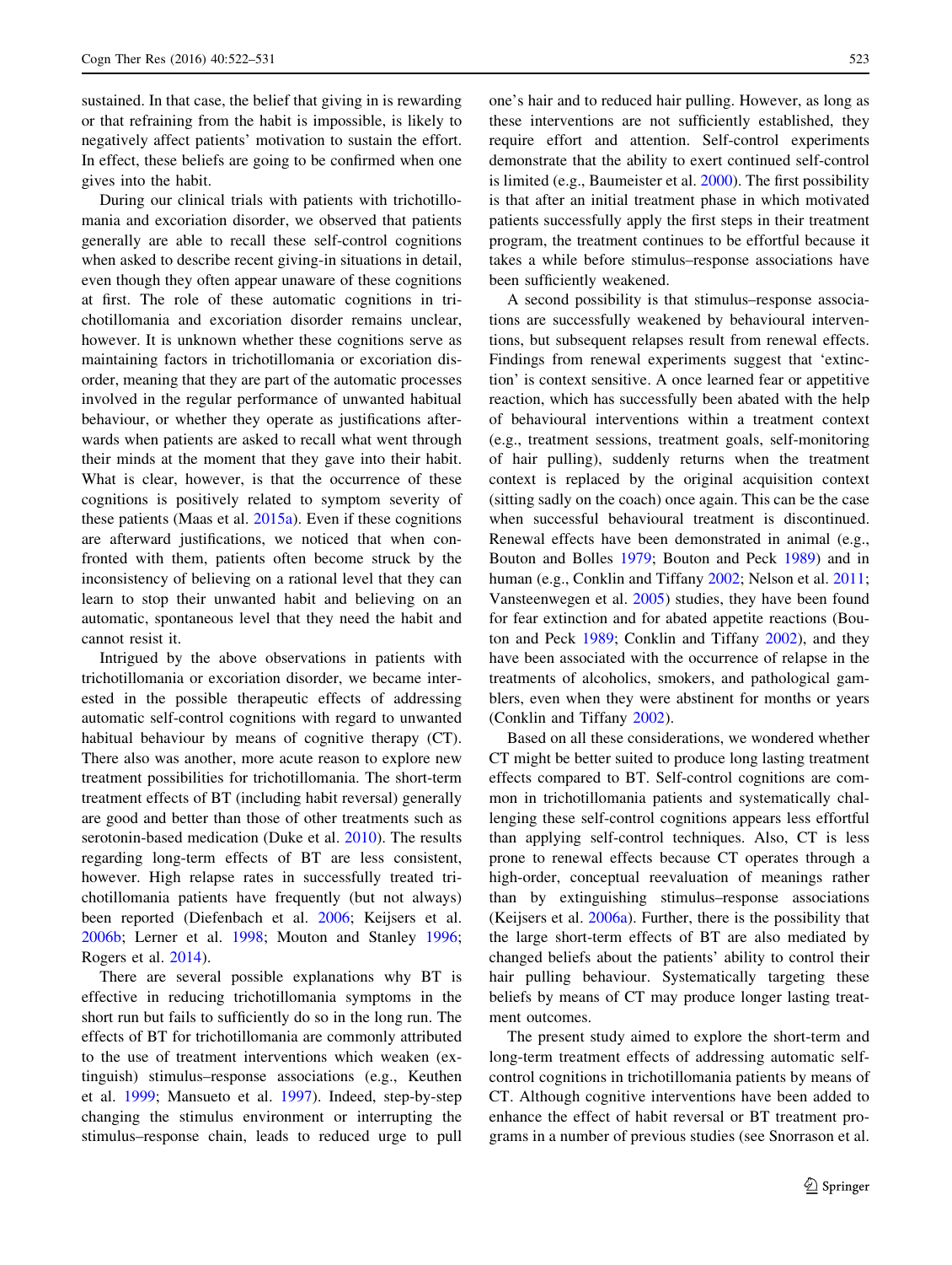sustained. In that case, the belief that giving in is rewarding or that refraining from the habit is impossible, is likely to negatively affect patients' motivation to sustain the effort. In effect, these beliefs are going to be confirmed when one gives into the habit.

During our clinical trials with patients with trichotillomania and excoriation disorder, we observed that patients generally are able to recall these self-control cognitions when asked to describe recent giving-in situations in detail, even though they often appear unaware of these cognitions at first. The role of these automatic cognitions in trichotillomania and excoriation disorder remains unclear, however. It is unknown whether these cognitions serve as maintaining factors in trichotillomania or excoriation disorder, meaning that they are part of the automatic processes involved in the regular performance of unwanted habitual behaviour, or whether they operate as justifications afterwards when patients are asked to recall what went through their minds at the moment that they gave into their habit. What is clear, however, is that the occurrence of these cognitions is positively related to symptom severity of these patients (Maas et al. 2015a). Even if these cognitions are afterward justifications, we noticed that when confronted with them, patients often become struck by the inconsistency of believing on a rational level that they can learn to stop their unwanted habit and believing on an automatic, spontaneous level that they need the habit and cannot resist it.

Intrigued by the above observations in patients with trichotillomania or excoriation disorder, we became interested in the possible therapeutic effects of addressing automatic self-control cognitions with regard to unwanted habitual behaviour by means of cognitive therapy (CT). There also was another, more acute reason to explore new treatment possibilities for trichotillomania. The short-term treatment effects of BT (including habit reversal) generally are good and better than those of other treatments such as serotonin-based medication (Duke et al. 2010). The results regarding long-term effects of BT are less consistent, however. High relapse rates in successfully treated trichotillomania patients have frequently (but not always) been reported (Diefenbach et al. 2006; Keijsers et al. 2006b; Lerner et al. 1998; Mouton and Stanley 1996; Rogers et al. 2014).

There are several possible explanations why BT is effective in reducing trichotillomania symptoms in the short run but fails to sufficiently do so in the long run. The effects of BT for trichotillomania are commonly attributed to the use of treatment interventions which weaken (extinguish) stimulus–response associations (e.g., Keuthen et al. 1999; Mansueto et al. 1997). Indeed, step-by-step changing the stimulus environment or interrupting the stimulus–response chain, leads to reduced urge to pull one's hair and to reduced hair pulling. However, as long as these interventions are not sufficiently established, they require effort and attention. Self-control experiments demonstrate that the ability to exert continued self-control is limited (e.g., Baumeister et al. 2000). The first possibility is that after an initial treatment phase in which motivated patients successfully apply the first steps in their treatment program, the treatment continues to be effortful because it takes a while before stimulus–response associations have been sufficiently weakened.

A second possibility is that stimulus–response associations are successfully weakened by behavioural interventions, but subsequent relapses result from renewal effects. Findings from renewal experiments suggest that 'extinction' is context sensitive. A once learned fear or appetitive reaction, which has successfully been abated with the help of behavioural interventions within a treatment context (e.g., treatment sessions, treatment goals, self-monitoring of hair pulling), suddenly returns when the treatment context is replaced by the original acquisition context (sitting sadly on the coach) once again. This can be the case when successful behavioural treatment is discontinued. Renewal effects have been demonstrated in animal (e.g., Bouton and Bolles 1979; Bouton and Peck 1989) and in human (e.g., Conklin and Tiffany 2002; Nelson et al. 2011; Vansteenwegen et al. 2005) studies, they have been found for fear extinction and for abated appetite reactions (Bouton and Peck 1989; Conklin and Tiffany 2002), and they have been associated with the occurrence of relapse in the treatments of alcoholics, smokers, and pathological gamblers, even when they were abstinent for months or years (Conklin and Tiffany 2002).

Based on all these considerations, we wondered whether CT might be better suited to produce long lasting treatment effects compared to BT. Self-control cognitions are common in trichotillomania patients and systematically challenging these self-control cognitions appears less effortful than applying self-control techniques. Also, CT is less prone to renewal effects because CT operates through a high-order, conceptual reevaluation of meanings rather than by extinguishing stimulus–response associations (Keijsers et al. 2006a). Further, there is the possibility that the large short-term effects of BT are also mediated by changed beliefs about the patients' ability to control their hair pulling behaviour. Systematically targeting these beliefs by means of CT may produce longer lasting treatment outcomes.

The present study aimed to explore the short-term and long-term treatment effects of addressing automatic self-control cognitions in trichotillomania patients by means of CT. Although cognitive interventions have been added to enhance the effect of habit reversal or BT treatment programs in a number of previous studies (see Snorrason et al.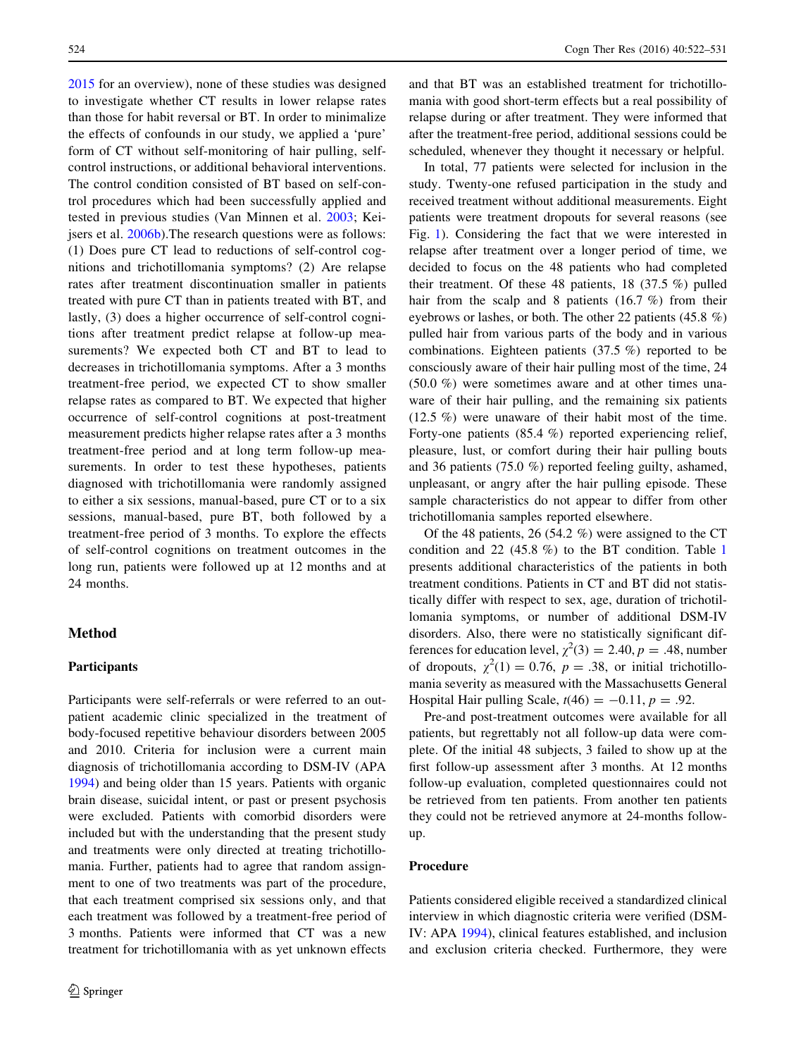2015 for an overview), none of these studies was designed to investigate whether CT results in lower relapse rates than those for habit reversal or BT. In order to minimalize the effects of confounds in our study, we applied a 'pure' form of CT without self-monitoring of hair pulling, self-control instructions, or additional behavioral interventions. The control condition consisted of BT based on self-control procedures which had been successfully applied and tested in previous studies (Van Minnen et al. 2003; Keijsers et al. 2006b).The research questions were as follows: (1) Does pure CT lead to reductions of self-control cognitions and trichotillomania symptoms? (2) Are relapse rates after treatment discontinuation smaller in patients treated with pure CT than in patients treated with BT, and lastly, (3) does a higher occurrence of self-control cognitions after treatment predict relapse at follow-up measurements? We expected both CT and BT to lead to decreases in trichotillomania symptoms. After a 3 months treatment-free period, we expected CT to show smaller relapse rates as compared to BT. We expected that higher occurrence of self-control cognitions at post-treatment measurement predicts higher relapse rates after a 3 months treatment-free period and at long term follow-up measurements. In order to test these hypotheses, patients diagnosed with trichotillomania were randomly assigned to either a six sessions, manual-based, pure CT or to a six sessions, manual-based, pure BT, both followed by a treatment-free period of 3 months. To explore the effects of self-control cognitions on treatment outcomes in the long run, patients were followed up at 12 months and at 24 months.

## Method

### Participants

Participants were self-referrals or were referred to an outpatient academic clinic specialized in the treatment of body-focused repetitive behaviour disorders between 2005 and 2010. Criteria for inclusion were a current main diagnosis of trichotillomania according to DSM-IV (APA 1994) and being older than 15 years. Patients with organic brain disease, suicidal intent, or past or present psychosis were excluded. Patients with comorbid disorders were included but with the understanding that the present study and treatments were only directed at treating trichotillomania. Further, patients had to agree that random assignment to one of two treatments was part of the procedure, that each treatment comprised six sessions only, and that each treatment was followed by a treatment-free period of 3 months. Patients were informed that CT was a new treatment for trichotillomania with as yet unknown effects and that BT was an established treatment for trichotillomania with good short-term effects but a real possibility of relapse during or after treatment. They were informed that after the treatment-free period, additional sessions could be scheduled, whenever they thought it necessary or helpful.

In total, 77 patients were selected for inclusion in the study. Twenty-one refused participation in the study and received treatment without additional measurements. Eight patients were treatment dropouts for several reasons (see Fig. 1). Considering the fact that we were interested in relapse after treatment over a longer period of time, we decided to focus on the 48 patients who had completed their treatment. Of these 48 patients, 18 (37.5 %) pulled hair from the scalp and 8 patients (16.7 %) from their eyebrows or lashes, or both. The other 22 patients (45.8 %) pulled hair from various parts of the body and in various combinations. Eighteen patients (37.5 %) reported to be consciously aware of their hair pulling most of the time, 24 (50.0 %) were sometimes aware and at other times unaware of their hair pulling, and the remaining six patients (12.5 %) were unaware of their habit most of the time. Forty-one patients (85.4 %) reported experiencing relief, pleasure, lust, or comfort during their hair pulling bouts and 36 patients (75.0 %) reported feeling guilty, ashamed, unpleasant, or angry after the hair pulling episode. These sample characteristics do not appear to differ from other trichotillomania samples reported elsewhere.

Of the 48 patients, 26 (54.2 %) were assigned to the CT condition and 22 (45.8 %) to the BT condition. Table 1 presents additional characteristics of the patients in both treatment conditions. Patients in CT and BT did not statistically differ with respect to sex, age, duration of trichotillomania symptoms, or number of additional DSM-IV disorders. Also, there were no statistically significant differences for education level, $\chi^2(3) = 2.40, p = .48$, number of dropouts, $\chi^2(1) = 0.76$, $p = .38$, or initial trichotillomania severity as measured with the Massachusetts General Hospital Hair pulling Scale, $t(46) = -0.11, p = .92$.

Pre-and post-treatment outcomes were available for all patients, but regrettably not all follow-up data were complete. Of the initial 48 subjects, 3 failed to show up at the first follow-up assessment after 3 months. At 12 months follow-up evaluation, completed questionnaires could not be retrieved from ten patients. From another ten patients they could not be retrieved anymore at 24-months follow-up.

### Procedure

Patients considered eligible received a standardized clinical interview in which diagnostic criteria were verified (DSM-IV: APA 1994), clinical features established, and inclusion and exclusion criteria checked. Furthermore, they were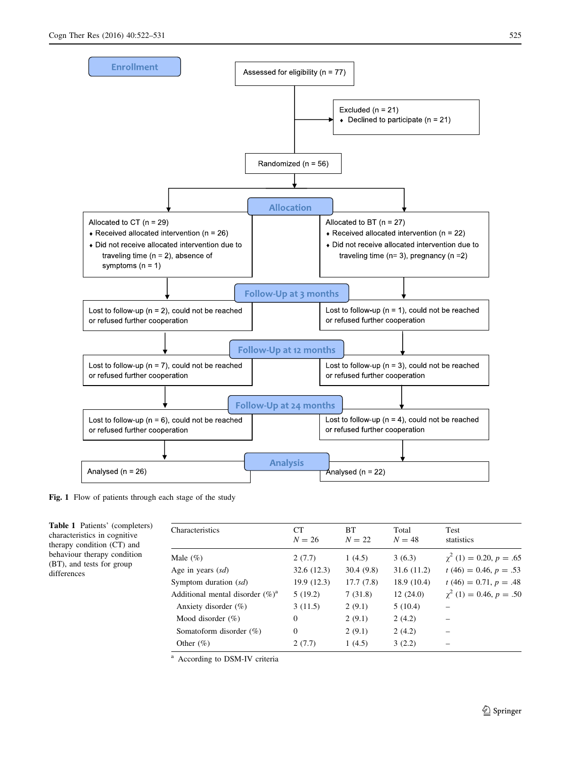Enrollment

Assessed for eligibility (n = 77)

Excluded (n = 21)
- Declined to participate (n = 21)

Randomized (n = 56)

Allocation

Allocated to CT (n = 29)
- Received allocated intervention (n = 26)
- Did not receive allocated intervention due to traveling time (n = 2), absence of symptoms (n = 1)

Allocated to BT (n = 27)
- Received allocated intervention (n = 22)
- Did not receive allocated intervention due to traveling time (n= 3), pregnancy (n =2)

Follow-Up at 3 months

Lost to follow-up (n = 2), could not be reached or refused further cooperation

Lost to follow-up (n = 1), could not be reached or refused further cooperation

Follow-Up at 12 months

Lost to follow-up (n = 7), could not be reached or refused further cooperation

Lost to follow-up (n = 3), could not be reached or refused further cooperation

Follow-Up at 24 months

Lost to follow-up (n = 6), could not be reached or refused further cooperation

Lost to follow-up (n = 4), could not be reached or refused further cooperation

Analysis

Analysed (n = 26)

Analysed (n = 22)

**Fig. 1** Flow of patients through each stage of the study

**Table 1** Patients' (completers) characteristics in cognitive therapy condition (CT) and behaviour therapy condition (BT), and tests for group differences

| Characteristics | CT $N = 26$ | BT $N = 22$ | Total $N = 48$ | Test statistics |
|---|---|---|---|---|
| Male (%) | 2 (7.7) | 1 (4.5) | 3 (6.3) | $\chi^2$ (1) = 0.20, $p$ = .65 |
| Age in years (*sd*) | 32.6 (12.3) | 30.4 (9.8) | 31.6 (11.2) | $t$ (46) = 0.46, $p$ = .53 |
| Symptom duration (*sd*) | 19.9 (12.3) | 17.7 (7.8) | 18.9 (10.4) | $t$ (46) = 0.71, $p$ = .48 |
| Additional mental disorder (%)[a] | 5 (19.2) | 7 (31.8) | 12 (24.0) | $\chi^2$ (1) = 0.46, $p$ = .50 |
| Anxiety disorder (%) | 3 (11.5) | 2 (9.1) | 5 (10.4) | – |
| Mood disorder (%) | 0 | 2 (9.1) | 2 (4.2) | – |
| Somatoform disorder (%) | 0 | 2 (9.1) | 2 (4.2) | – |
| Other (%) | 2 (7.7) | 1 (4.5) | 3 (2.2) | – |

[a] According to DSM-IV criteria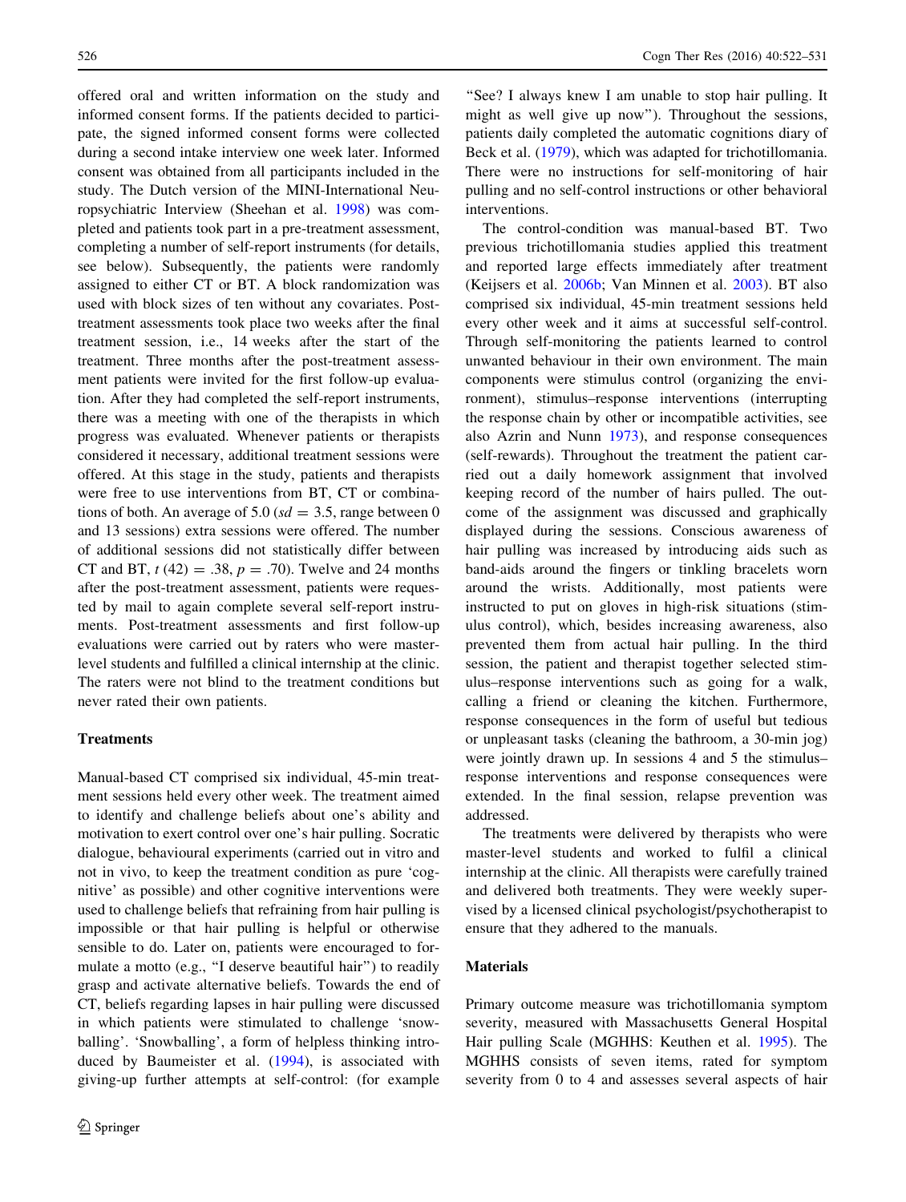offered oral and written information on the study and informed consent forms. If the patients decided to participate, the signed informed consent forms were collected during a second intake interview one week later. Informed consent was obtained from all participants included in the study. The Dutch version of the MINI-International Neuropsychiatric Interview (Sheehan et al. 1998) was completed and patients took part in a pre-treatment assessment, completing a number of self-report instruments (for details, see below). Subsequently, the patients were randomly assigned to either CT or BT. A block randomization was used with block sizes of ten without any covariates. Post-treatment assessments took place two weeks after the final treatment session, i.e., 14 weeks after the start of the treatment. Three months after the post-treatment assessment patients were invited for the first follow-up evaluation. After they had completed the self-report instruments, there was a meeting with one of the therapists in which progress was evaluated. Whenever patients or therapists considered it necessary, additional treatment sessions were offered. At this stage in the study, patients and therapists were free to use interventions from BT, CT or combinations of both. An average of 5.0 ($sd = 3.5$, range between 0 and 13 sessions) extra sessions were offered. The number of additional sessions did not statistically differ between CT and BT, $t\,(42) = .38$, $p = .70$). Twelve and 24 months after the post-treatment assessment, patients were requested by mail to again complete several self-report instruments. Post-treatment assessments and first follow-up evaluations were carried out by raters who were master-level students and fulfilled a clinical internship at the clinic. The raters were not blind to the treatment conditions but never rated their own patients.

### Treatments

Manual-based CT comprised six individual, 45-min treatment sessions held every other week. The treatment aimed to identify and challenge beliefs about one's ability and motivation to exert control over one's hair pulling. Socratic dialogue, behavioural experiments (carried out in vitro and not in vivo, to keep the treatment condition as pure 'cognitive' as possible) and other cognitive interventions were used to challenge beliefs that refraining from hair pulling is impossible or that hair pulling is helpful or otherwise sensible to do. Later on, patients were encouraged to formulate a motto (e.g., "I deserve beautiful hair") to readily grasp and activate alternative beliefs. Towards the end of CT, beliefs regarding lapses in hair pulling were discussed in which patients were stimulated to challenge 'snowballing'. 'Snowballing', a form of helpless thinking introduced by Baumeister et al. (1994), is associated with giving-up further attempts at self-control: (for example "See? I always knew I am unable to stop hair pulling. It might as well give up now"). Throughout the sessions, patients daily completed the automatic cognitions diary of Beck et al. (1979), which was adapted for trichotillomania. There were no instructions for self-monitoring of hair pulling and no self-control instructions or other behavioral interventions.

The control-condition was manual-based BT. Two previous trichotillomania studies applied this treatment and reported large effects immediately after treatment (Keijsers et al. 2006b; Van Minnen et al. 2003). BT also comprised six individual, 45-min treatment sessions held every other week and it aims at successful self-control. Through self-monitoring the patients learned to control unwanted behaviour in their own environment. The main components were stimulus control (organizing the environment), stimulus–response interventions (interrupting the response chain by other or incompatible activities, see also Azrin and Nunn 1973), and response consequences (self-rewards). Throughout the treatment the patient carried out a daily homework assignment that involved keeping record of the number of hairs pulled. The outcome of the assignment was discussed and graphically displayed during the sessions. Conscious awareness of hair pulling was increased by introducing aids such as band-aids around the fingers or tinkling bracelets worn around the wrists. Additionally, most patients were instructed to put on gloves in high-risk situations (stimulus control), which, besides increasing awareness, also prevented them from actual hair pulling. In the third session, the patient and therapist together selected stimulus–response interventions such as going for a walk, calling a friend or cleaning the kitchen. Furthermore, response consequences in the form of useful but tedious or unpleasant tasks (cleaning the bathroom, a 30-min jog) were jointly drawn up. In sessions 4 and 5 the stimulus–response interventions and response consequences were extended. In the final session, relapse prevention was addressed.

The treatments were delivered by therapists who were master-level students and worked to fulfil a clinical internship at the clinic. All therapists were carefully trained and delivered both treatments. They were weekly supervised by a licensed clinical psychologist/psychotherapist to ensure that they adhered to the manuals.

### Materials

Primary outcome measure was trichotillomania symptom severity, measured with Massachusetts General Hospital Hair pulling Scale (MGHHS: Keuthen et al. 1995). The MGHHS consists of seven items, rated for symptom severity from 0 to 4 and assesses several aspects of hair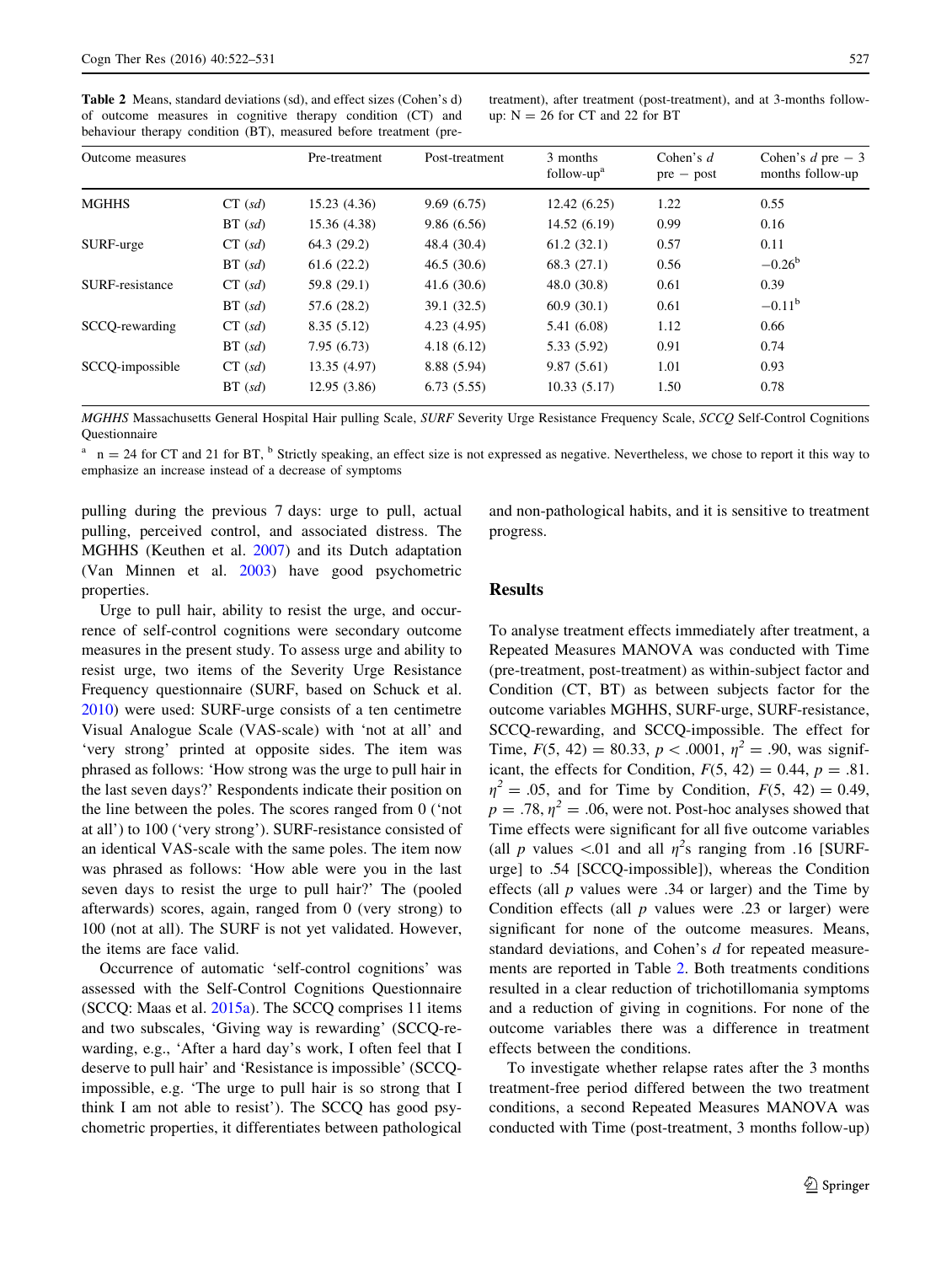**Table 2** Means, standard deviations (sd), and effect sizes (Cohen's d) of outcome measures in cognitive therapy condition (CT) and behaviour therapy condition (BT), measured before treatment (pre-treatment), after treatment (post-treatment), and at 3-months follow-up: N = 26 for CT and 22 for BT

| Outcome measures | | Pre-treatment | Post-treatment | 3 months follow-up[a] | Cohen's *d* pre − post | Cohen's *d* pre − 3 months follow-up |
|---|---|---|---|---|---|---|
| MGHHS | CT (*sd*) | 15.23 (4.36) | 9.69 (6.75) | 12.42 (6.25) | 1.22 | 0.55 |
| | BT (*sd*) | 15.36 (4.38) | 9.86 (6.56) | 14.52 (6.19) | 0.99 | 0.16 |
| SURF-urge | CT (*sd*) | 64.3 (29.2) | 48.4 (30.4) | 61.2 (32.1) | 0.57 | 0.11 |
| | BT (*sd*) | 61.6 (22.2) | 46.5 (30.6) | 68.3 (27.1) | 0.56 | −0.26[b] |
| SURF-resistance | CT (*sd*) | 59.8 (29.1) | 41.6 (30.6) | 48.0 (30.8) | 0.61 | 0.39 |
| | BT (*sd*) | 57.6 (28.2) | 39.1 (32.5) | 60.9 (30.1) | 0.61 | −0.11[b] |
| SCCQ-rewarding | CT (*sd*) | 8.35 (5.12) | 4.23 (4.95) | 5.41 (6.08) | 1.12 | 0.66 |
| | BT (*sd*) | 7.95 (6.73) | 4.18 (6.12) | 5.33 (5.92) | 0.91 | 0.74 |
| SCCQ-impossible | CT (*sd*) | 13.35 (4.97) | 8.88 (5.94) | 9.87 (5.61) | 1.01 | 0.93 |
| | BT (*sd*) | 12.95 (3.86) | 6.73 (5.55) | 10.33 (5.17) | 1.50 | 0.78 |

*MGHHS* Massachusetts General Hospital Hair pulling Scale, *SURF* Severity Urge Resistance Frequency Scale, *SCCQ* Self-Control Cognitions Questionnaire

[a] n = 24 for CT and 21 for BT, [b] Strictly speaking, an effect size is not expressed as negative. Nevertheless, we chose to report it this way to emphasize an increase instead of a decrease of symptoms

pulling during the previous 7 days: urge to pull, actual pulling, perceived control, and associated distress. The MGHHS (Keuthen et al. 2007) and its Dutch adaptation (Van Minnen et al. 2003) have good psychometric properties.

Urge to pull hair, ability to resist the urge, and occurrence of self-control cognitions were secondary outcome measures in the present study. To assess urge and ability to resist urge, two items of the Severity Urge Resistance Frequency questionnaire (SURF, based on Schuck et al. 2010) were used: SURF-urge consists of a ten centimetre Visual Analogue Scale (VAS-scale) with 'not at all' and 'very strong' printed at opposite sides. The item was phrased as follows: 'How strong was the urge to pull hair in the last seven days?' Respondents indicate their position on the line between the poles. The scores ranged from 0 ('not at all') to 100 ('very strong'). SURF-resistance consisted of an identical VAS-scale with the same poles. The item now was phrased as follows: 'How able were you in the last seven days to resist the urge to pull hair?' The (pooled afterwards) scores, again, ranged from 0 (very strong) to 100 (not at all). The SURF is not yet validated. However, the items are face valid.

Occurrence of automatic 'self-control cognitions' was assessed with the Self-Control Cognitions Questionnaire (SCCQ: Maas et al. 2015a). The SCCQ comprises 11 items and two subscales, 'Giving way is rewarding' (SCCQ-rewarding, e.g., 'After a hard day's work, I often feel that I deserve to pull hair' and 'Resistance is impossible' (SCCQ-impossible, e.g. 'The urge to pull hair is so strong that I think I am not able to resist'). The SCCQ has good psychometric properties, it differentiates between pathological and non-pathological habits, and it is sensitive to treatment progress.

## Results

To analyse treatment effects immediately after treatment, a Repeated Measures MANOVA was conducted with Time (pre-treatment, post-treatment) as within-subject factor and Condition (CT, BT) as between subjects factor for the outcome variables MGHHS, SURF-urge, SURF-resistance, SCCQ-rewarding, and SCCQ-impossible. The effect for Time, $F(5, 42) = 80.33$, $p < .0001$, $\eta^2 = .90$, was significant, the effects for Condition, $F(5, 42) = 0.44$, $p = .81$. $\eta^2 = .05$, and for Time by Condition, $F(5, 42) = 0.49$, $p = .78$, $\eta^2 = .06$, were not. Post-hoc analyses showed that Time effects were significant for all five outcome variables (all $p$ values <.01 and all $\eta^2$s ranging from .16 [SURF-urge] to .54 [SCCQ-impossible]), whereas the Condition effects (all $p$ values were .34 or larger) and the Time by Condition effects (all $p$ values were .23 or larger) were significant for none of the outcome measures. Means, standard deviations, and Cohen's $d$ for repeated measurements are reported in Table 2. Both treatments conditions resulted in a clear reduction of trichotillomania symptoms and a reduction of giving in cognitions. For none of the outcome variables there was a difference in treatment effects between the conditions.

To investigate whether relapse rates after the 3 months treatment-free period differed between the two treatment conditions, a second Repeated Measures MANOVA was conducted with Time (post-treatment, 3 months follow-up)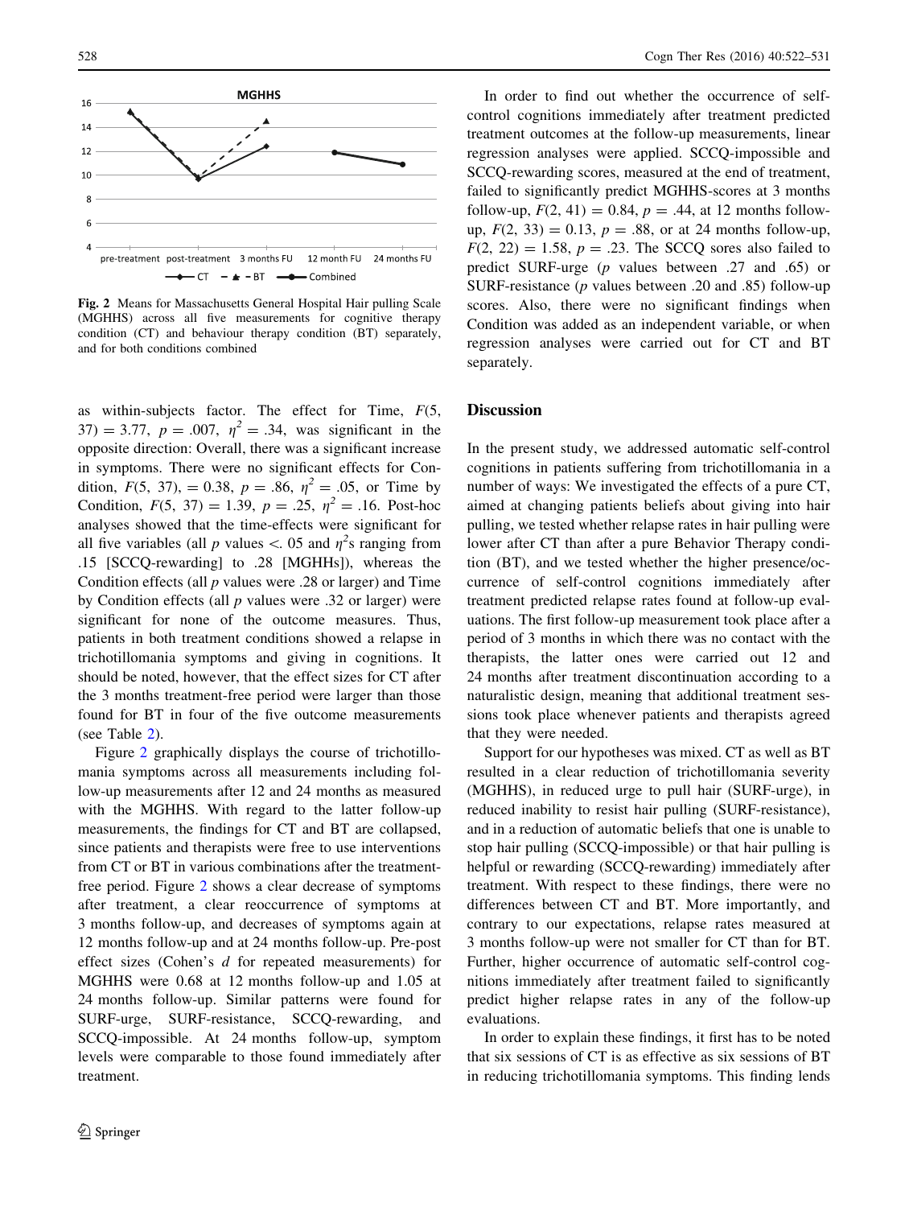**Fig. 2** Means for Massachusetts General Hospital Hair pulling Scale (MGHHS) across all five measurements for cognitive therapy condition (CT) and behaviour therapy condition (BT) separately, and for both conditions combined

as within-subjects factor. The effect for Time, $F(5, 37) = 3.77$, $p = .007$, $\eta^2 = .34$, was significant in the opposite direction: Overall, there was a significant increase in symptoms. There were no significant effects for Condition, $F(5, 37), = 0.38$, $p = .86$, $\eta^2 = .05$, or Time by Condition, $F(5, 37) = 1.39$, $p = .25$, $\eta^2 = .16$. Post-hoc analyses showed that the time-effects were significant for all five variables (all $p$ values $< .05$ and $\eta^2$s ranging from .15 [SCCQ-rewarding] to .28 [MGHHs]), whereas the Condition effects (all $p$ values were .28 or larger) and Time by Condition effects (all $p$ values were .32 or larger) were significant for none of the outcome measures. Thus, patients in both treatment conditions showed a relapse in trichotillomania symptoms and giving in cognitions. It should be noted, however, that the effect sizes for CT after the 3 months treatment-free period were larger than those found for BT in four of the five outcome measurements (see Table 2).

Figure 2 graphically displays the course of trichotillomania symptoms across all measurements including follow-up measurements after 12 and 24 months as measured with the MGHHS. With regard to the latter follow-up measurements, the findings for CT and BT are collapsed, since patients and therapists were free to use interventions from CT or BT in various combinations after the treatment-free period. Figure 2 shows a clear decrease of symptoms after treatment, a clear reoccurrence of symptoms at 3 months follow-up, and decreases of symptoms again at 12 months follow-up and at 24 months follow-up. Pre-post effect sizes (Cohen's $d$ for repeated measurements) for MGHHS were 0.68 at 12 months follow-up and 1.05 at 24 months follow-up. Similar patterns were found for SURF-urge, SURF-resistance, SCCQ-rewarding, and SCCQ-impossible. At 24 months follow-up, symptom levels were comparable to those found immediately after treatment.

In order to find out whether the occurrence of self-control cognitions immediately after treatment predicted treatment outcomes at the follow-up measurements, linear regression analyses were applied. SCCQ-impossible and SCCQ-rewarding scores, measured at the end of treatment, failed to significantly predict MGHHS-scores at 3 months follow-up, $F(2, 41) = 0.84$, $p = .44$, at 12 months follow-up, $F(2, 33) = 0.13$, $p = .88$, or at 24 months follow-up, $F(2, 22) = 1.58$, $p = .23$. The SCCQ sores also failed to predict SURF-urge ($p$ values between .27 and .65) or SURF-resistance ($p$ values between .20 and .85) follow-up scores. Also, there were no significant findings when Condition was added as an independent variable, or when regression analyses were carried out for CT and BT separately.

## Discussion

In the present study, we addressed automatic self-control cognitions in patients suffering from trichotillomania in a number of ways: We investigated the effects of a pure CT, aimed at changing patients beliefs about giving into hair pulling, we tested whether relapse rates in hair pulling were lower after CT than after a pure Behavior Therapy condition (BT), and we tested whether the higher presence/occurrence of self-control cognitions immediately after treatment predicted relapse rates found at follow-up evaluations. The first follow-up measurement took place after a period of 3 months in which there was no contact with the therapists, the latter ones were carried out 12 and 24 months after treatment discontinuation according to a naturalistic design, meaning that additional treatment sessions took place whenever patients and therapists agreed that they were needed.

Support for our hypotheses was mixed. CT as well as BT resulted in a clear reduction of trichotillomania severity (MGHHS), in reduced urge to pull hair (SURF-urge), in reduced inability to resist hair pulling (SURF-resistance), and in a reduction of automatic beliefs that one is unable to stop hair pulling (SCCQ-impossible) or that hair pulling is helpful or rewarding (SCCQ-rewarding) immediately after treatment. With respect to these findings, there were no differences between CT and BT. More importantly, and contrary to our expectations, relapse rates measured at 3 months follow-up were not smaller for CT than for BT. Further, higher occurrence of automatic self-control cognitions immediately after treatment failed to significantly predict higher relapse rates in any of the follow-up evaluations.

In order to explain these findings, it first has to be noted that six sessions of CT is as effective as six sessions of BT in reducing trichotillomania symptoms. This finding lends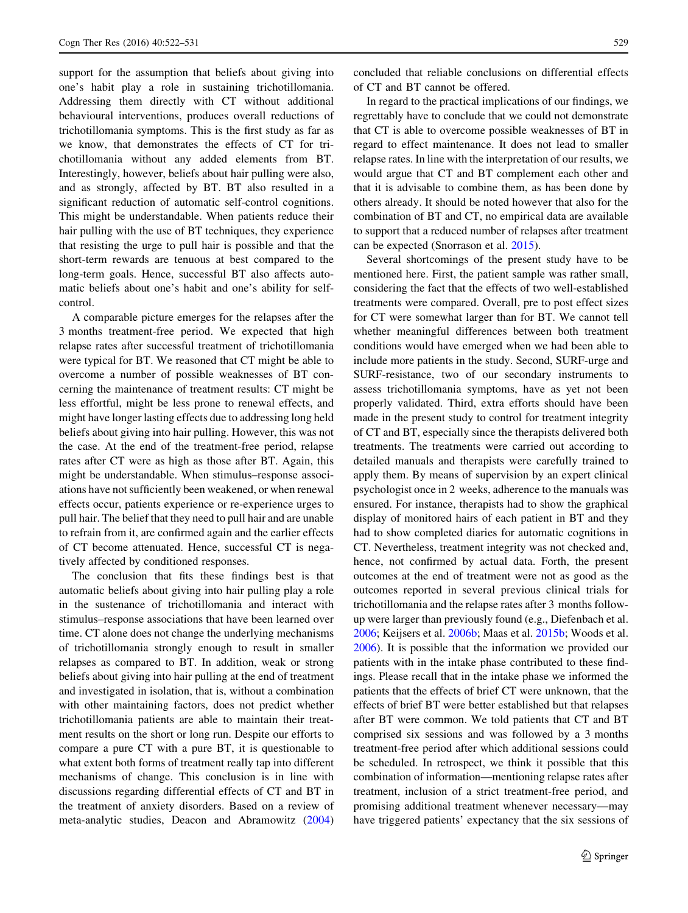support for the assumption that beliefs about giving into one's habit play a role in sustaining trichotillomania. Addressing them directly with CT without additional behavioural interventions, produces overall reductions of trichotillomania symptoms. This is the first study as far as we know, that demonstrates the effects of CT for trichotillomania without any added elements from BT. Interestingly, however, beliefs about hair pulling were also, and as strongly, affected by BT. BT also resulted in a significant reduction of automatic self-control cognitions. This might be understandable. When patients reduce their hair pulling with the use of BT techniques, they experience that resisting the urge to pull hair is possible and that the short-term rewards are tenuous at best compared to the long-term goals. Hence, successful BT also affects automatic beliefs about one's habit and one's ability for self-control.

A comparable picture emerges for the relapses after the 3 months treatment-free period. We expected that high relapse rates after successful treatment of trichotillomania were typical for BT. We reasoned that CT might be able to overcome a number of possible weaknesses of BT concerning the maintenance of treatment results: CT might be less effortful, might be less prone to renewal effects, and might have longer lasting effects due to addressing long held beliefs about giving into hair pulling. However, this was not the case. At the end of the treatment-free period, relapse rates after CT were as high as those after BT. Again, this might be understandable. When stimulus–response associations have not sufficiently been weakened, or when renewal effects occur, patients experience or re-experience urges to pull hair. The belief that they need to pull hair and are unable to refrain from it, are confirmed again and the earlier effects of CT become attenuated. Hence, successful CT is negatively affected by conditioned responses.

The conclusion that fits these findings best is that automatic beliefs about giving into hair pulling play a role in the sustenance of trichotillomania and interact with stimulus–response associations that have been learned over time. CT alone does not change the underlying mechanisms of trichotillomania strongly enough to result in smaller relapses as compared to BT. In addition, weak or strong beliefs about giving into hair pulling at the end of treatment and investigated in isolation, that is, without a combination with other maintaining factors, does not predict whether trichotillomania patients are able to maintain their treatment results on the short or long run. Despite our efforts to compare a pure CT with a pure BT, it is questionable to what extent both forms of treatment really tap into different mechanisms of change. This conclusion is in line with discussions regarding differential effects of CT and BT in the treatment of anxiety disorders. Based on a review of meta-analytic studies, Deacon and Abramowitz (2004) concluded that reliable conclusions on differential effects of CT and BT cannot be offered.

In regard to the practical implications of our findings, we regrettably have to conclude that we could not demonstrate that CT is able to overcome possible weaknesses of BT in regard to effect maintenance. It does not lead to smaller relapse rates. In line with the interpretation of our results, we would argue that CT and BT complement each other and that it is advisable to combine them, as has been done by others already. It should be noted however that also for the combination of BT and CT, no empirical data are available to support that a reduced number of relapses after treatment can be expected (Snorrason et al. 2015).

Several shortcomings of the present study have to be mentioned here. First, the patient sample was rather small, considering the fact that the effects of two well-established treatments were compared. Overall, pre to post effect sizes for CT were somewhat larger than for BT. We cannot tell whether meaningful differences between both treatment conditions would have emerged when we had been able to include more patients in the study. Second, SURF-urge and SURF-resistance, two of our secondary instruments to assess trichotillomania symptoms, have as yet not been properly validated. Third, extra efforts should have been made in the present study to control for treatment integrity of CT and BT, especially since the therapists delivered both treatments. The treatments were carried out according to detailed manuals and therapists were carefully trained to apply them. By means of supervision by an expert clinical psychologist once in 2 weeks, adherence to the manuals was ensured. For instance, therapists had to show the graphical display of monitored hairs of each patient in BT and they had to show completed diaries for automatic cognitions in CT. Nevertheless, treatment integrity was not checked and, hence, not confirmed by actual data. Forth, the present outcomes at the end of treatment were not as good as the outcomes reported in several previous clinical trials for trichotillomania and the relapse rates after 3 months follow-up were larger than previously found (e.g., Diefenbach et al. 2006; Keijsers et al. 2006b; Maas et al. 2015b; Woods et al. 2006). It is possible that the information we provided our patients with in the intake phase contributed to these findings. Please recall that in the intake phase we informed the patients that the effects of brief CT were unknown, that the effects of brief BT were better established but that relapses after BT were common. We told patients that CT and BT comprised six sessions and was followed by a 3 months treatment-free period after which additional sessions could be scheduled. In retrospect, we think it possible that this combination of information—mentioning relapse rates after treatment, inclusion of a strict treatment-free period, and promising additional treatment whenever necessary—may have triggered patients' expectancy that the six sessions of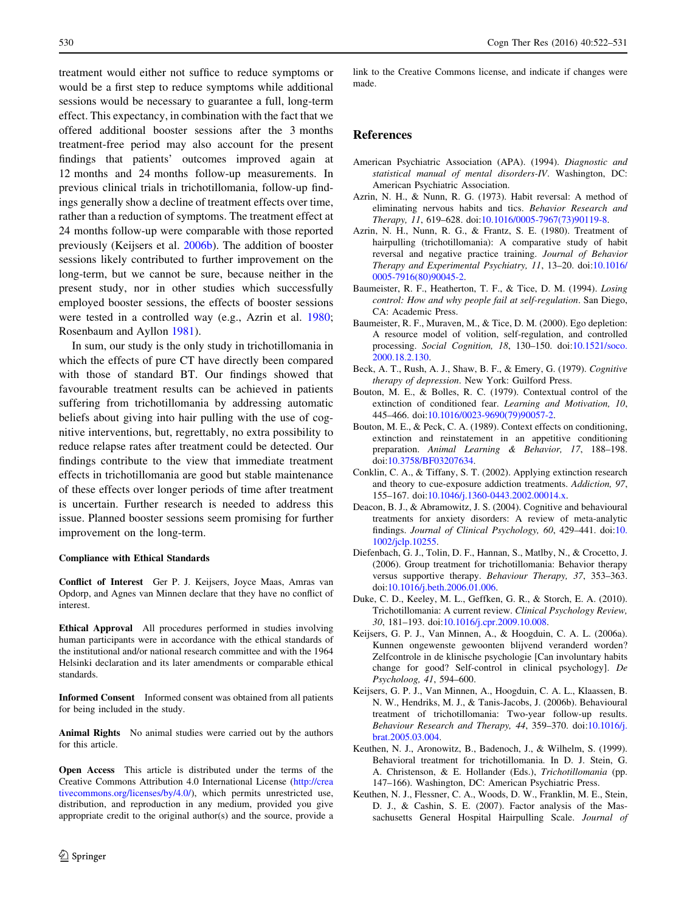treatment would either not suffice to reduce symptoms or would be a first step to reduce symptoms while additional sessions would be necessary to guarantee a full, long-term effect. This expectancy, in combination with the fact that we offered additional booster sessions after the 3 months treatment-free period may also account for the present findings that patients' outcomes improved again at 12 months and 24 months follow-up measurements. In previous clinical trials in trichotillomania, follow-up findings generally show a decline of treatment effects over time, rather than a reduction of symptoms. The treatment effect at 24 months follow-up were comparable with those reported previously (Keijsers et al. 2006b). The addition of booster sessions likely contributed to further improvement on the long-term, but we cannot be sure, because neither in the present study, nor in other studies which successfully employed booster sessions, the effects of booster sessions were tested in a controlled way (e.g., Azrin et al. 1980; Rosenbaum and Ayllon 1981).

In sum, our study is the only study in trichotillomania in which the effects of pure CT have directly been compared with those of standard BT. Our findings showed that favourable treatment results can be achieved in patients suffering from trichotillomania by addressing automatic beliefs about giving into hair pulling with the use of cognitive interventions, but, regrettably, no extra possibility to reduce relapse rates after treatment could be detected. Our findings contribute to the view that immediate treatment effects in trichotillomania are good but stable maintenance of these effects over longer periods of time after treatment is uncertain. Further research is needed to address this issue. Planned booster sessions seem promising for further improvement on the long-term.

#### Compliance with Ethical Standards

**Conflict of Interest** Ger P. J. Keijsers, Joyce Maas, Amras van Opdorp, and Agnes van Minnen declare that they have no conflict of interest.

**Ethical Approval** All procedures performed in studies involving human participants were in accordance with the ethical standards of the institutional and/or national research committee and with the 1964 Helsinki declaration and its later amendments or comparable ethical standards.

**Informed Consent** Informed consent was obtained from all patients for being included in the study.

**Animal Rights** No animal studies were carried out by the authors for this article.

**Open Access** This article is distributed under the terms of the Creative Commons Attribution 4.0 International License (http://creativecommons.org/licenses/by/4.0/), which permits unrestricted use, distribution, and reproduction in any medium, provided you give appropriate credit to the original author(s) and the source, provide a link to the Creative Commons license, and indicate if changes were made.

## References

American Psychiatric Association (APA). (1994). *Diagnostic and statistical manual of mental disorders-IV*. Washington, DC: American Psychiatric Association.

Azrin, N. H., & Nunn, R. G. (1973). Habit reversal: A method of eliminating nervous habits and tics. *Behavior Research and Therapy, 11*, 619–628. doi:10.1016/0005-7967(73)90119-8.

Azrin, N. H., Nunn, R. G., & Frantz, S. E. (1980). Treatment of hairpulling (trichotillomania): A comparative study of habit reversal and negative practice training. *Journal of Behavior Therapy and Experimental Psychiatry, 11*, 13–20. doi:10.1016/0005-7916(80)90045-2.

Baumeister, R. F., Heatherton, T. F., & Tice, D. M. (1994). *Losing control: How and why people fail at self-regulation*. San Diego, CA: Academic Press.

Baumeister, R. F., Muraven, M., & Tice, D. M. (2000). Ego depletion: A resource model of volition, self-regulation, and controlled processing. *Social Cognition, 18*, 130–150. doi:10.1521/soco.2000.18.2.130.

Beck, A. T., Rush, A. J., Shaw, B. F., & Emery, G. (1979). *Cognitive therapy of depression*. New York: Guilford Press.

Bouton, M. E., & Bolles, R. C. (1979). Contextual control of the extinction of conditioned fear. *Learning and Motivation, 10*, 445–466. doi:10.1016/0023-9690(79)90057-2.

Bouton, M. E., & Peck, C. A. (1989). Context effects on conditioning, extinction and reinstatement in an appetitive conditioning preparation. *Animal Learning & Behavior, 17*, 188–198. doi:10.3758/BF03207634.

Conklin, C. A., & Tiffany, S. T. (2002). Applying extinction research and theory to cue-exposure addiction treatments. *Addiction, 97*, 155–167. doi:10.1046/j.1360-0443.2002.00014.x.

Deacon, B. J., & Abramowitz, J. S. (2004). Cognitive and behavioural treatments for anxiety disorders: A review of meta-analytic findings. *Journal of Clinical Psychology, 60*, 429–441. doi:10.1002/jclp.10255.

Diefenbach, G. J., Tolin, D. F., Hannan, S., Matlby, N., & Crocetto, J. (2006). Group treatment for trichotillomania: Behavior therapy versus supportive therapy. *Behaviour Therapy, 37*, 353–363. doi:10.1016/j.beth.2006.01.006.

Duke, C. D., Keeley, M. L., Geffken, G. R., & Storch, E. A. (2010). Trichotillomania: A current review. *Clinical Psychology Review, 30*, 181–193. doi:10.1016/j.cpr.2009.10.008.

Keijsers, G. P. J., Van Minnen, A., & Hoogduin, C. A. L. (2006a). Kunnen ongewenste gewoonten blijvend veranderd worden? Zelfcontrole in de klinische psychologie [Can involuntary habits change for good? Self-control in clinical psychology]. *De Psycholoog, 41*, 594–600.

Keijsers, G. P. J., Van Minnen, A., Hoogduin, C. A. L., Klaassen, B. N. W., Hendriks, M. J., & Tanis-Jacobs, J. (2006b). Behavioural treatment of trichotillomania: Two-year follow-up results. *Behaviour Research and Therapy, 44*, 359–370. doi:10.1016/j.brat.2005.03.004.

Keuthen, N. J., Aronowitz, B., Badenoch, J., & Wilhelm, S. (1999). Behavioral treatment for trichotillomania. In D. J. Stein, G. A. Christenson, & E. Hollander (Eds.), *Trichotillomania* (pp. 147–166). Washington, DC: American Psychiatric Press.

Keuthen, N. J., Flessner, C. A., Woods, D. W., Franklin, M. E., Stein, D. J., & Cashin, S. E. (2007). Factor analysis of the Massachusetts General Hospital Hairpulling Scale. *Journal of*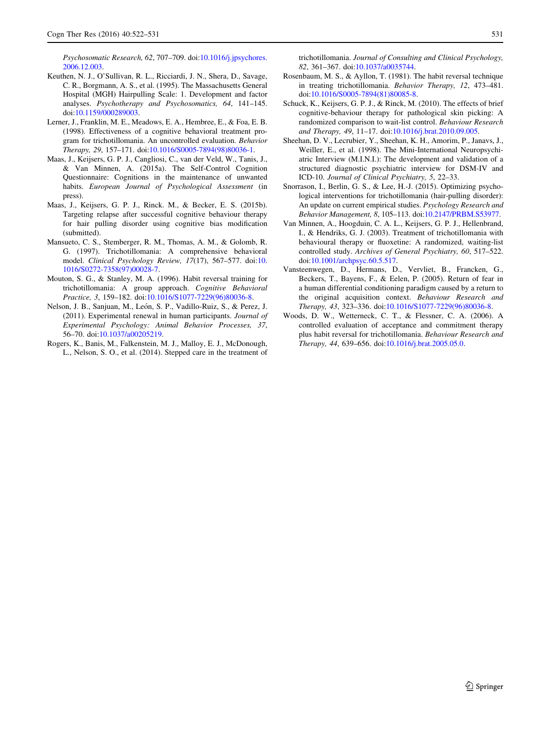*Psychosomatic Research, 62*, 707–709. doi:10.1016/j.jpsychores.2006.12.003.

Keuthen, N. J., O'Sullivan, R. L., Ricciardi, J. N., Shera, D., Savage, C. R., Borgmann, A. S., et al. (1995). The Massachusetts General Hospital (MGH) Hairpulling Scale: 1. Development and factor analyses. *Psychotherapy and Psychosomatics, 64*, 141–145. doi:10.1159/000289003.

Lerner, J., Franklin, M. E., Meadows, E. A., Hembree, E., & Foa, E. B. (1998). Effectiveness of a cognitive behavioral treatment program for trichotillomania. An uncontrolled evaluation. *Behavior Therapy, 29*, 157–171. doi:10.1016/S0005-7894(98)80036-1.

Maas, J., Keijsers, G. P. J., Cangliosi, C., van der Veld, W., Tanis, J., & Van Minnen, A. (2015a). The Self-Control Cognition Questionnaire: Cognitions in the maintenance of unwanted habits. *European Journal of Psychological Assessment* (in press).

Maas, J., Keijsers, G. P. J., Rinck. M., & Becker, E. S. (2015b). Targeting relapse after successful cognitive behaviour therapy for hair pulling disorder using cognitive bias modification (submitted).

Mansueto, C. S., Stemberger, R. M., Thomas, A. M., & Golomb, R. G. (1997). Trichotillomania: A comprehensive behavioral model. *Clinical Psychology Review, 17*(17), 567–577. doi:10.1016/S0272-7358(97)00028-7.

Mouton, S. G., & Stanley, M. A. (1996). Habit reversal training for trichotillomania: A group approach. *Cognitive Behavioral Practice, 3*, 159–182. doi:10.1016/S1077-7229(96)80036-8.

Nelson, J. B., Sanjuan, M., León, S. P., Vadillo-Ruiz, S., & Perez, J. (2011). Experimental renewal in human participants. *Journal of Experimental Psychology: Animal Behavior Processes, 37*, 56–70. doi:10.1037/a00205219.

Rogers, K., Banis, M., Falkenstein, M. J., Malloy, E. J., McDonough, L., Nelson, S. O., et al. (2014). Stepped care in the treatment of trichotillomania. *Journal of Consulting and Clinical Psychology, 82*, 361–367. doi:10.1037/a0035744.

Rosenbaum, M. S., & Ayllon, T. (1981). The habit reversal technique in treating trichotillomania. *Behavior Therapy, 12*, 473–481. doi:10.1016/S0005-7894(81)80085-8.

Schuck, K., Keijsers, G. P. J., & Rinck, M. (2010). The effects of brief cognitive-behaviour therapy for pathological skin picking: A randomized comparison to wait-list control. *Behaviour Research and Therapy, 49*, 11–17. doi:10.1016/j.brat.2010.09.005.

Sheehan, D. V., Lecrubier, Y., Sheehan, K. H., Amorim, P., Janavs, J., Weiller, E., et al. (1998). The Mini-International Neuropsychiatric Interview (M.I.N.I.): The development and validation of a structured diagnostic psychiatric interview for DSM-IV and ICD-10. *Journal of Clinical Psychiatry, 5*, 22–33.

Snorrason, I., Berlin, G. S., & Lee, H.-J. (2015). Optimizing psychological interventions for trichotillomania (hair-pulling disorder): An update on current empirical studies. *Psychology Research and Behavior Management, 8*, 105–113. doi:10.2147/PRBM.S53977.

Van Minnen, A., Hoogduin, C. A. L., Keijsers, G. P. J., Hellenbrand, I., & Hendriks, G. J. (2003). Treatment of trichotillomania with behavioural therapy or fluoxetine: A randomized, waiting-list controlled study. *Archives of General Psychiatry, 60*, 517–522. doi:10.1001/archpsyc.60.5.517.

Vansteenwegen, D., Hermans, D., Vervliet, B., Francken, G., Beckers, T., Bayens, F., & Eelen, P. (2005). Return of fear in a human differential conditioning paradigm caused by a return to the original acquisition context. *Behaviour Research and Therapy, 43*, 323–336. doi:10.1016/S1077-7229(96)80036-8.

Woods, D. W., Wetterneck, C. T., & Flessner, C. A. (2006). A controlled evaluation of acceptance and commitment therapy plus habit reversal for trichotillomania. *Behaviour Research and Therapy, 44*, 639–656. doi:10.1016/j.brat.2005.05.0.